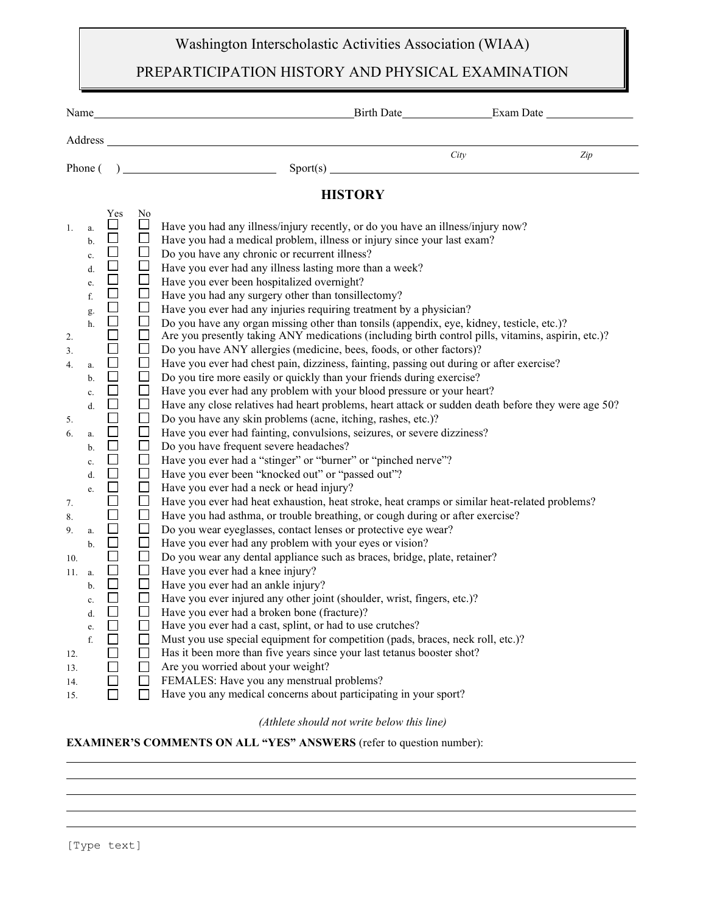# Washington Interscholastic Activities Association (WIAA)

## PREPARTICIPATION HISTORY AND PHYSICAL EXAMINATION

Name\_\_\_\_\_\_\_\_\_\_\_\_\_\_\_\_\_\_\_\_\_\_\_\_\_\_\_\_\_\_ Birth Date\_\_\_\_\_\_\_\_\_\_\_\_ Exam Date \_\_\_\_\_\_\_\_\_\_\_\_

Address \_\_\_\_\_\_\_\_\_\_\_\_\_\_\_\_\_\_\_\_\_\_\_\_\_\_\_\_\_\_\_\_\_\_\_\_\_\_\_\_\_\_\_\_\_\_\_\_\_\_\_\_\_\_\_\_\_\_

*City* *Zip*

Phone ( ) \_\_\_\_\_\_\_\_\_\_\_\_\_\_\_\_\_\_ Sport(s) \_\_\_\_\_\_\_\_\_\_\_\_\_\_\_\_\_\_\_\_\_\_\_\_\_\_\_\_\_\_

## HISTORY

| # | | Yes | No | Question |
|---|---|---|---|---|
| 1. | a. | ☐ | ☐ | Have you had any illness/injury recently, or do you have an illness/injury now? |
| | b. | ☐ | ☐ | Have you had a medical problem, illness or injury since your last exam? |
| | c. | ☐ | ☐ | Do you have any chronic or recurrent illness? |
| | d. | ☐ | ☐ | Have you ever had any illness lasting more than a week? |
| | e. | ☐ | ☐ | Have you ever been hospitalized overnight? |
| | f. | ☐ | ☐ | Have you had any surgery other than tonsillectomy? |
| | g. | ☐ | ☐ | Have you ever had any injuries requiring treatment by a physician? |
| | h. | ☐ | ☐ | Do you have any organ missing other than tonsils (appendix, eye, kidney, testicle, etc.)? |
| 2. | | ☐ | ☐ | Are you presently taking ANY medications (including birth control pills, vitamins, aspirin, etc.)? |
| 3. | | ☐ | ☐ | Do you have ANY allergies (medicine, bees, foods, or other factors)? |
| 4. | a. | ☐ | ☐ | Have you ever had chest pain, dizziness, fainting, passing out during or after exercise? |
| | b. | ☐ | ☐ | Do you tire more easily or quickly than your friends during exercise? |
| | c. | ☐ | ☐ | Have you ever had any problem with your blood pressure or your heart? |
| | d. | ☐ | ☐ | Have any close relatives had heart problems, heart attack or sudden death before they were age 50? |
| 5. | | ☐ | ☐ | Do you have any skin problems (acne, itching, rashes, etc.)? |
| 6. | a. | ☐ | ☐ | Have you ever had fainting, convulsions, seizures, or severe dizziness? |
| | b. | ☐ | ☐ | Do you have frequent severe headaches? |
| | c. | ☐ | ☐ | Have you ever had a "stinger" or "burner" or "pinched nerve"? |
| | d. | ☐ | ☐ | Have you ever been "knocked out" or "passed out"? |
| | e. | ☐ | ☐ | Have you ever had a neck or head injury? |
| 7. | | ☐ | ☐ | Have you ever had heat exhaustion, heat stroke, heat cramps or similar heat-related problems? |
| 8. | | ☐ | ☐ | Have you had asthma, or trouble breathing, or cough during or after exercise? |
| 9. | a. | ☐ | ☐ | Do you wear eyeglasses, contact lenses or protective eye wear? |
| | b. | ☐ | ☐ | Have you ever had any problem with your eyes or vision? |
| 10. | | ☐ | ☐ | Do you wear any dental appliance such as braces, bridge, plate, retainer? |
| 11. | a. | ☐ | ☐ | Have you ever had a knee injury? |
| | b. | ☐ | ☐ | Have you ever had an ankle injury? |
| | c. | ☐ | ☐ | Have you ever injured any other joint (shoulder, wrist, fingers, etc.)? |
| | d. | ☐ | ☐ | Have you ever had a broken bone (fracture)? |
| | e. | ☐ | ☐ | Have you ever had a cast, splint, or had to use crutches? |
| | f. | ☐ | ☐ | Must you use special equipment for competition (pads, braces, neck roll, etc.)? |
| 12. | | ☐ | ☐ | Has it been more than five years since your last tetanus booster shot? |
| 13. | | ☐ | ☐ | Are you worried about your weight? |
| 14. | | ☐ | ☐ | FEMALES: Have you any menstrual problems? |
| 15. | | ☐ | ☐ | Have you any medical concerns about participating in your sport? |

*(Athlete should not write below this line)*

**EXAMINER'S COMMENTS ON ALL "YES" ANSWERS** (refer to question number):

\_\_\_\_\_\_\_\_\_\_\_\_\_\_\_\_\_\_\_\_\_\_\_\_\_\_\_\_\_\_\_\_\_\_\_\_\_\_\_\_\_\_\_\_\_\_\_\_\_\_\_\_\_\_\_\_\_\_

\_\_\_\_\_\_\_\_\_\_\_\_\_\_\_\_\_\_\_\_\_\_\_\_\_\_\_\_\_\_\_\_\_\_\_\_\_\_\_\_\_\_\_\_\_\_\_\_\_\_\_\_\_\_\_\_\_\_

\_\_\_\_\_\_\_\_\_\_\_\_\_\_\_\_\_\_\_\_\_\_\_\_\_\_\_\_\_\_\_\_\_\_\_\_\_\_\_\_\_\_\_\_\_\_\_\_\_\_\_\_\_\_\_\_\_\_

\_\_\_\_\_\_\_\_\_\_\_\_\_\_\_\_\_\_\_\_\_\_\_\_\_\_\_\_\_\_\_\_\_\_\_\_\_\_\_\_\_\_\_\_\_\_\_\_\_\_\_\_\_\_\_\_\_\_

\_\_\_\_\_\_\_\_\_\_\_\_\_\_\_\_\_\_\_\_\_\_\_\_\_\_\_\_\_\_\_\_\_\_\_\_\_\_\_\_\_\_\_\_\_\_\_\_\_\_\_\_\_\_\_\_\_\_

[Type text]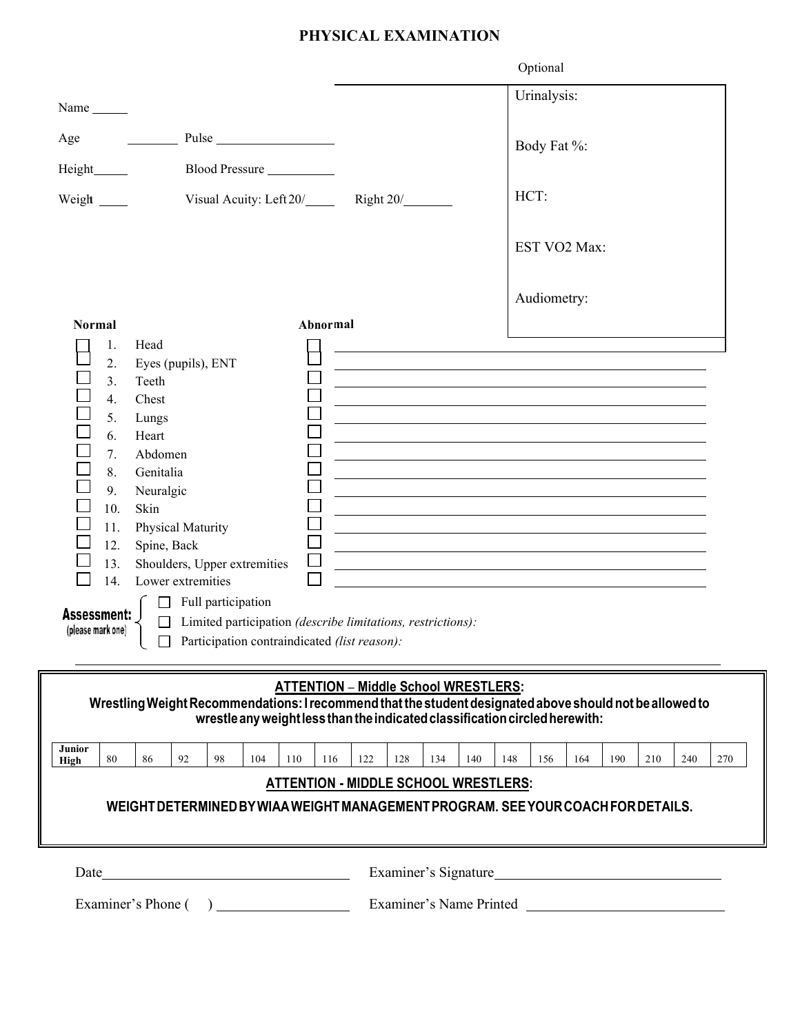# PHYSICAL EXAMINATION

Name ______

Age ________ Pulse ________________

Height______ Blood Pressure __________

Weight ____ Visual Acuity: Left 20/_____ Right 20/_______

**Optional**

Urinalysis:

Body Fat %:

HCT:

EST VO2 Max:

Audiometry:

| Normal | | | Abnormal | |
|---|---|---|---|---|
| ☐ | 1. | Head | ☐ | ______ |
| ☐ | 2. | Eyes (pupils), ENT | ☐ | ______ |
| ☐ | 3. | Teeth | ☐ | ______ |
| ☐ | 4. | Chest | ☐ | ______ |
| ☐ | 5. | Lungs | ☐ | ______ |
| ☐ | 6. | Heart | ☐ | ______ |
| ☐ | 7. | Abdomen | ☐ | ______ |
| ☐ | 8. | Genitalia | ☐ | ______ |
| ☐ | 9. | Neuralgic | ☐ | ______ |
| ☐ | 10. | Skin | ☐ | ______ |
| ☐ | 11. | Physical Maturity | ☐ | ______ |
| ☐ | 12. | Spine, Back | ☐ | ______ |
| ☐ | 13. | Shoulders, Upper extremities | ☐ | ______ |
| ☐ | 14. | Lower extremities | ☐ | ______ |

**Assessment:** (please mark one)

- ☐ Full participation
- ☐ Limited participation *(describe limitations, restrictions):*
- ☐ Participation contraindicated *(list reason):*

---

**ATTENTION – Middle School WRESTLERS:**

**Wrestling Weight Recommendations: I recommend that the student designated above should not be allowed to wrestle any weight less than the indicated classification circled herewith:**

| | | | | | | | | | | | | | | | | | | |
|---|---|---|---|---|---|---|---|---|---|---|---|---|---|---|---|---|---|---|
| **Junior High** | 80 | 86 | 92 | 98 | 104 | 110 | 116 | 122 | 128 | 134 | 140 | 148 | 156 | 164 | 190 | 210 | 240 | 270 |

**ATTENTION - MIDDLE SCHOOL WRESTLERS:**

**WEIGHT DETERMINED BY WIAA WEIGHT MANAGEMENT PROGRAM. SEE YOUR COACH FOR DETAILS.**

Date________________________________ Examiner's Signature______________________________

Examiner's Phone ( ) __________________ Examiner's Name Printed ___________________________